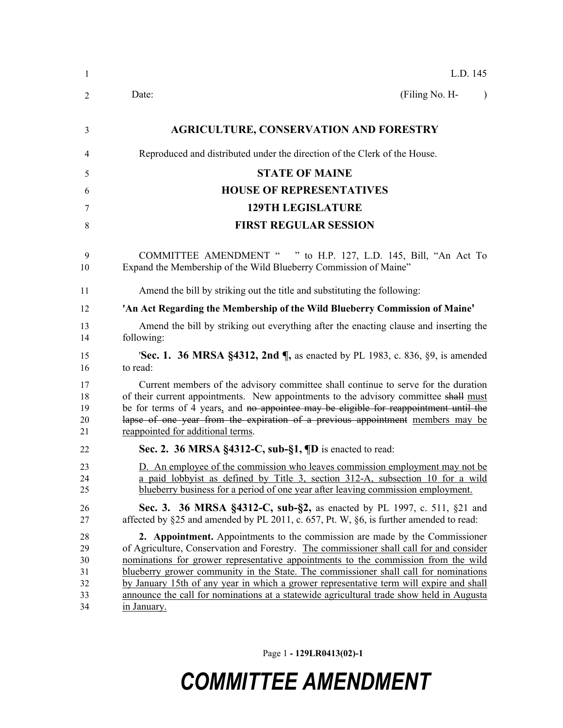L.D. 145

Date: (Filing No. H- )

**AGRICULTURE, CONSERVATION AND FORESTRY**

Reproduced and distributed under the direction of the Clerk of the House.

**STATE OF MAINE**

**HOUSE OF REPRESENTATIVES**

**129TH LEGISLATURE**

**FIRST REGULAR SESSION**

COMMITTEE AMENDMENT " " to H.P. 127, L.D. 145, Bill, "An Act To Expand the Membership of the Wild Blueberry Commission of Maine"

Amend the bill by striking out the title and substituting the following:

**'An Act Regarding the Membership of the Wild Blueberry Commission of Maine'**

Amend the bill by striking out everything after the enacting clause and inserting the following:

'**Sec. 1. 36 MRSA §4312, 2nd ¶,** as enacted by PL 1983, c. 836, §9, is amended to read:

Current members of the advisory committee shall continue to serve for the duration of their current appointments. New appointments to the advisory committee ~~shall~~ must be for terms of 4 years, and ~~no appointee may be eligible for reappointment until the lapse of one year from the expiration of a previous appointment~~ members may be reappointed for additional terms.

**Sec. 2. 36 MRSA §4312-C, sub-§1, ¶D** is enacted to read:

D. An employee of the commission who leaves commission employment may not be a paid lobbyist as defined by Title 3, section 312-A, subsection 10 for a wild blueberry business for a period of one year after leaving commission employment.

**Sec. 3. 36 MRSA §4312-C, sub-§2,** as enacted by PL 1997, c. 511, §21 and affected by §25 and amended by PL 2011, c. 657, Pt. W, §6, is further amended to read:

**2. Appointment.** Appointments to the commission are made by the Commissioner of Agriculture, Conservation and Forestry. The commissioner shall call for and consider nominations for grower representative appointments to the commission from the wild blueberry grower community in the State. The commissioner shall call for nominations by January 15th of any year in which a grower representative term will expire and shall announce the call for nominations at a statewide agricultural trade show held in Augusta in January.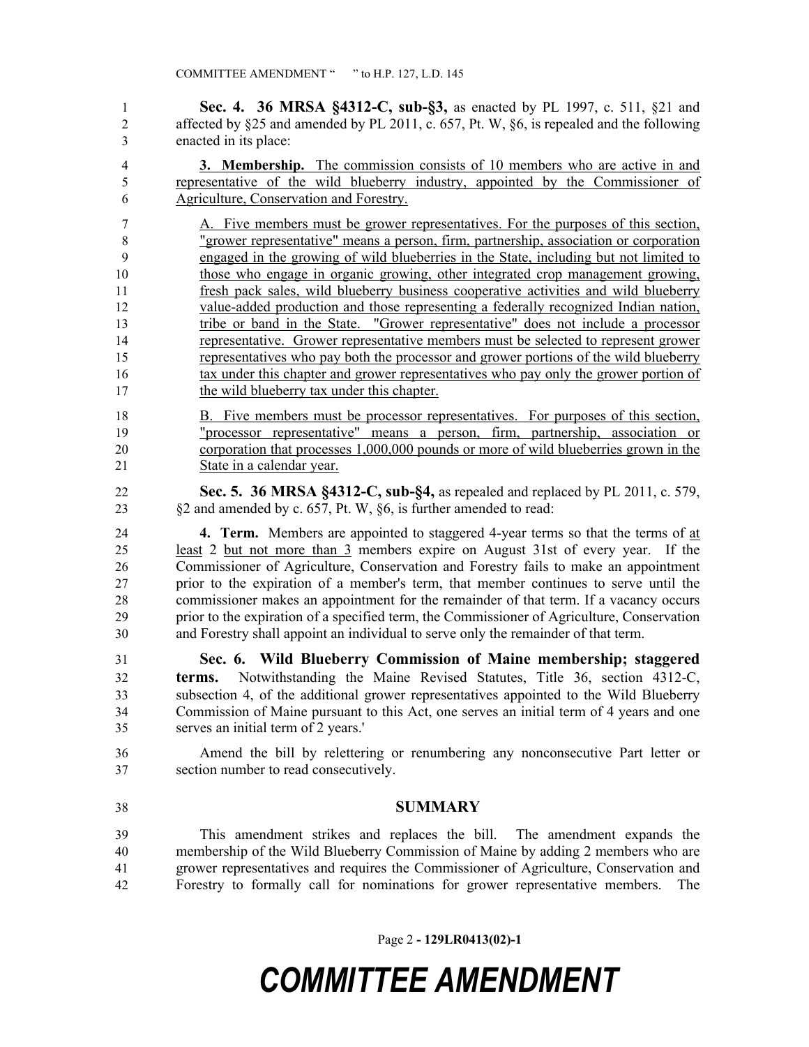**Sec. 4. 36 MRSA §4312-C, sub-§3,** as enacted by PL 1997, c. 511, §21 and affected by §25 and amended by PL 2011, c. 657, Pt. W, §6, is repealed and the following enacted in its place:

<u>**3. Membership.** The commission consists of 10 members who are active in and representative of the wild blueberry industry, appointed by the Commissioner of Agriculture, Conservation and Forestry.</u>

<u>A. Five members must be grower representatives. For the purposes of this section, "grower representative" means a person, firm, partnership, association or corporation engaged in the growing of wild blueberries in the State, including but not limited to those who engage in organic growing, other integrated crop management growing, fresh pack sales, wild blueberry business cooperative activities and wild blueberry value-added production and those representing a federally recognized Indian nation, tribe or band in the State. "Grower representative" does not include a processor representative. Grower representative members must be selected to represent grower representatives who pay both the processor and grower portions of the wild blueberry tax under this chapter and grower representatives who pay only the grower portion of the wild blueberry tax under this chapter.</u>

<u>B. Five members must be processor representatives. For purposes of this section, "processor representative" means a person, firm, partnership, association or corporation that processes 1,000,000 pounds or more of wild blueberries grown in the State in a calendar year.</u>

**Sec. 5. 36 MRSA §4312-C, sub-§4,** as repealed and replaced by PL 2011, c. 579, §2 and amended by c. 657, Pt. W, §6, is further amended to read:

**4. Term.** Members are appointed to staggered 4-year terms so that the terms of <u>at least</u> 2 <u>but not more than 3</u> members expire on August 31st of every year. If the Commissioner of Agriculture, Conservation and Forestry fails to make an appointment prior to the expiration of a member's term, that member continues to serve until the commissioner makes an appointment for the remainder of that term. If a vacancy occurs prior to the expiration of a specified term, the Commissioner of Agriculture, Conservation and Forestry shall appoint an individual to serve only the remainder of that term.

**Sec. 6. Wild Blueberry Commission of Maine membership; staggered terms.** Notwithstanding the Maine Revised Statutes, Title 36, section 4312-C, subsection 4, of the additional grower representatives appointed to the Wild Blueberry Commission of Maine pursuant to this Act, one serves an initial term of 4 years and one serves an initial term of 2 years.'

Amend the bill by relettering or renumbering any nonconsecutive Part letter or section number to read consecutively.

## SUMMARY

This amendment strikes and replaces the bill. The amendment expands the membership of the Wild Blueberry Commission of Maine by adding 2 members who are grower representatives and requires the Commissioner of Agriculture, Conservation and Forestry to formally call for nominations for grower representative members. The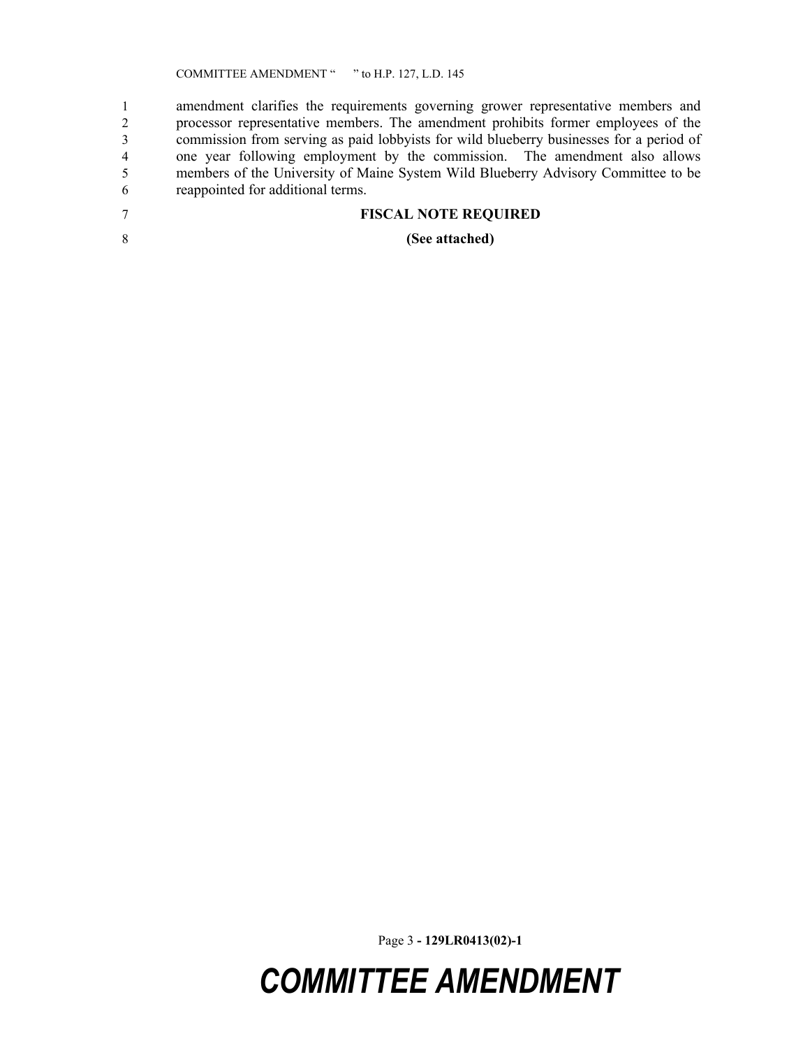amendment clarifies the requirements governing grower representative members and processor representative members. The amendment prohibits former employees of the commission from serving as paid lobbyists for wild blueberry businesses for a period of one year following employment by the commission. The amendment also allows members of the University of Maine System Wild Blueberry Advisory Committee to be reappointed for additional terms.

**FISCAL NOTE REQUIRED**

**(See attached)**